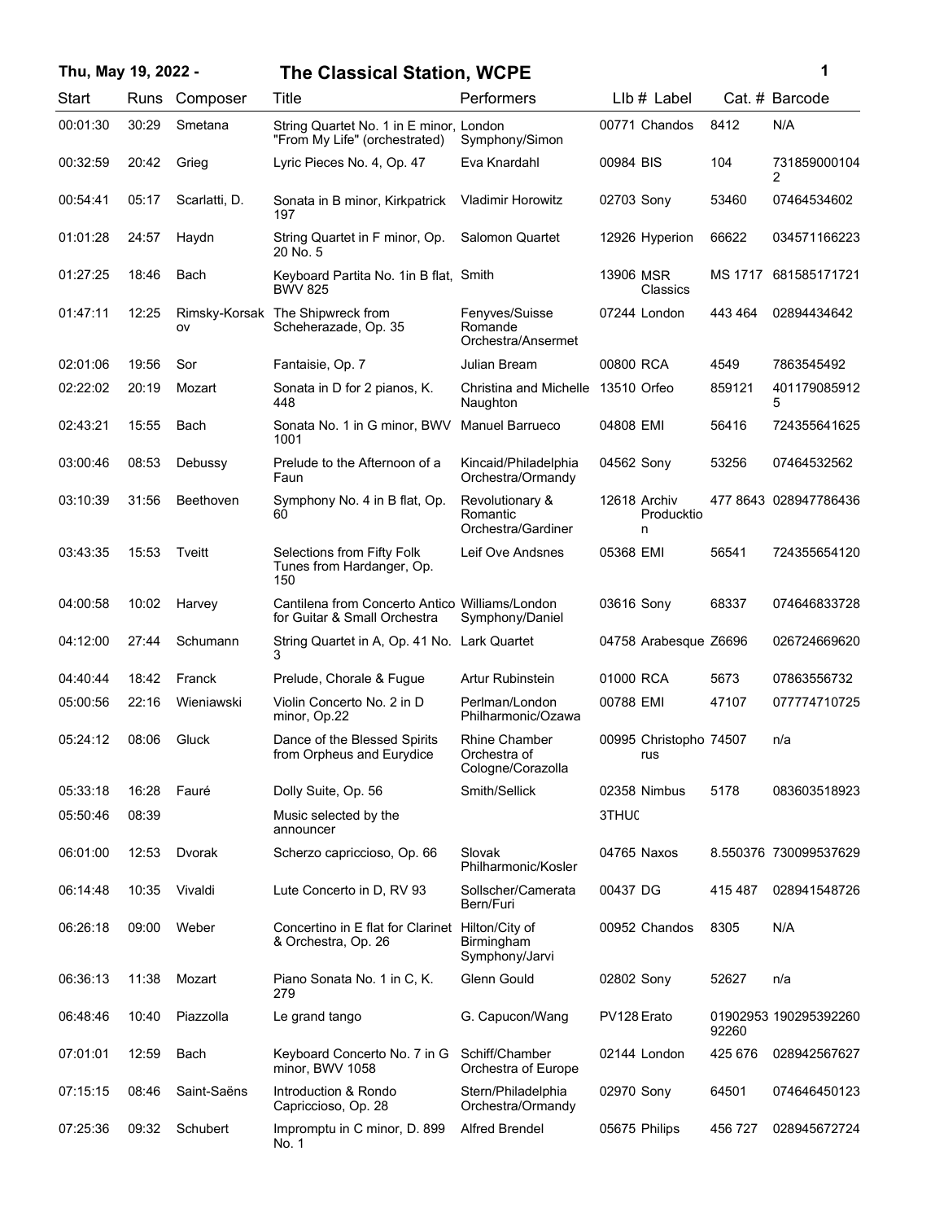# Thu, May 19, 2022 - The Classical Station, WCPE

| Start | Runs | Composer | Title | Performers | Llb # | Label | Cat. # | Barcode |
|---|---|---|---|---|---|---|---|---|
| 00:01:30 | 30:29 | Smetana | String Quartet No. 1 in E minor, "From My Life" (orchestrated) | London Symphony/Simon | 00771 | Chandos | 8412 | N/A |
| 00:32:59 | 20:42 | Grieg | Lyric Pieces No. 4, Op. 47 | Eva Knardahl | 00984 | BIS | 104 | 7318590001042 |
| 00:54:41 | 05:17 | Scarlatti, D. | Sonata in B minor, Kirkpatrick 197 | Vladimir Horowitz | 02703 | Sony | 53460 | 07464534602 |
| 01:01:28 | 24:57 | Haydn | String Quartet in F minor, Op. 20 No. 5 | Salomon Quartet | 12926 | Hyperion | 66622 | 034571166223 |
| 01:27:25 | 18:46 | Bach | Keyboard Partita No. 1in B flat, BWV 825 | Smith | 13906 | MSR Classics | MS 1717 | 681585171721 |
| 01:47:11 | 12:25 | Rimsky-Korsakov | The Shipwreck from Scheherazade, Op. 35 | Fenyves/Suisse Romande Orchestra/Ansermet | 07244 | London | 443 464 | 02894434642 |
| 02:01:06 | 19:56 | Sor | Fantaisie, Op. 7 | Julian Bream | 00800 | RCA | 4549 | 7863545492 |
| 02:22:02 | 20:19 | Mozart | Sonata in D for 2 pianos, K. 448 | Christina and Michelle Naughton | 13510 | Orfeo | 859121 | 4011790859125 |
| 02:43:21 | 15:55 | Bach | Sonata No. 1 in G minor, BWV 1001 | Manuel Barrueco | 04808 | EMI | 56416 | 724355641625 |
| 03:00:46 | 08:53 | Debussy | Prelude to the Afternoon of a Faun | Kincaid/Philadelphia Orchestra/Ormandy | 04562 | Sony | 53256 | 07464532562 |
| 03:10:39 | 31:56 | Beethoven | Symphony No. 4 in B flat, Op. 60 | Revolutionary & Romantic Orchestra/Gardiner | 12618 | Archiv Producktion | 477 8643 | 028947786436 |
| 03:43:35 | 15:53 | Tveitt | Selections from Fifty Folk Tunes from Hardanger, Op. 150 | Leif Ove Andsnes | 05368 | EMI | 56541 | 724355654120 |
| 04:00:58 | 10:02 | Harvey | Cantilena from Concerto Antico for Guitar & Small Orchestra | Williams/London Symphony/Daniel | 03616 | Sony | 68337 | 074646833728 |
| 04:12:00 | 27:44 | Schumann | String Quartet in A, Op. 41 No. 3 | Lark Quartet | 04758 | Arabesque | Z6696 | 026724669620 |
| 04:40:44 | 18:42 | Franck | Prelude, Chorale & Fugue | Artur Rubinstein | 01000 | RCA | 5673 | 07863556732 |
| 05:00:56 | 22:16 | Wieniawski | Violin Concerto No. 2 in D minor, Op.22 | Perlman/London Philharmonic/Ozawa | 00788 | EMI | 47107 | 077774710725 |
| 05:24:12 | 08:06 | Gluck | Dance of the Blessed Spirits from Orpheus and Eurydice | Rhine Chamber Orchestra of Cologne/Corazolla | 00995 | Christophorus | 74507 | n/a |
| 05:33:18 | 16:28 | Fauré | Dolly Suite, Op. 56 | Smith/Sellick | 02358 | Nimbus | 5178 | 083603518923 |
| 05:50:46 | 08:39 | | Music selected by the announcer | | 3THUC | | | |
| 06:01:00 | 12:53 | Dvorak | Scherzo capriccioso, Op. 66 | Slovak Philharmonic/Kosler | 04765 | Naxos | 8.550376 | 730099537629 |
| 06:14:48 | 10:35 | Vivaldi | Lute Concerto in D, RV 93 | Sollscher/Camerata Bern/Furi | 00437 | DG | 415 487 | 028941548726 |
| 06:26:18 | 09:00 | Weber | Concertino in E flat for Clarinet & Orchestra, Op. 26 | Hilton/City of Birmingham Symphony/Jarvi | 00952 | Chandos | 8305 | N/A |
| 06:36:13 | 11:38 | Mozart | Piano Sonata No. 1 in C, K. 279 | Glenn Gould | 02802 | Sony | 52627 | n/a |
| 06:48:46 | 10:40 | Piazzolla | Le grand tango | G. Capucon/Wang | PV128 | Erato | 0190295392260 | 190295392260 |
| 07:01:01 | 12:59 | Bach | Keyboard Concerto No. 7 in G minor, BWV 1058 | Schiff/Chamber Orchestra of Europe | 02144 | London | 425 676 | 028942567627 |
| 07:15:15 | 08:46 | Saint-Saëns | Introduction & Rondo Capriccioso, Op. 28 | Stern/Philadelphia Orchestra/Ormandy | 02970 | Sony | 64501 | 074646450123 |
| 07:25:36 | 09:32 | Schubert | Impromptu in C minor, D. 899 No. 1 | Alfred Brendel | 05675 | Philips | 456 727 | 028945672724 |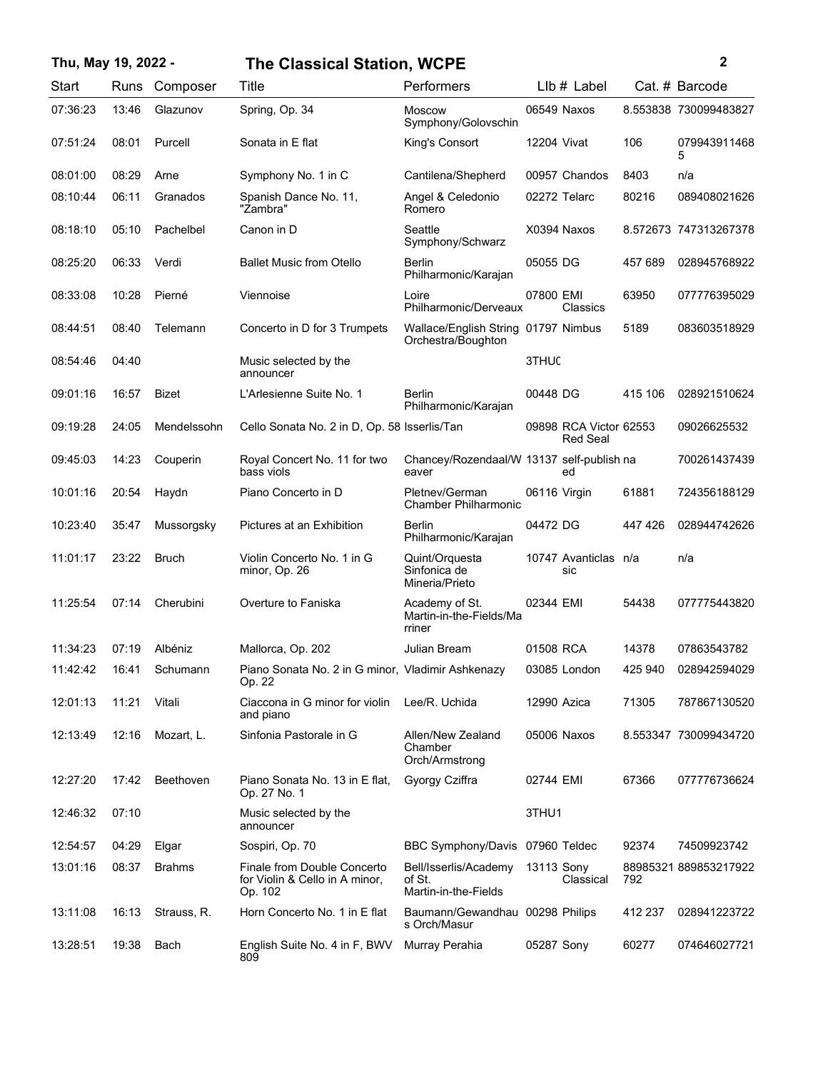**Thu, May 19, 2022 - The Classical Station, WCPE**

| Start | Runs | Composer | Title | Performers | Llb # | Label | Cat. # | Barcode |
|---|---|---|---|---|---|---|---|---|
| 07:36:23 | 13:46 | Glazunov | Spring, Op. 34 | Moscow Symphony/Golovschin | 06549 | Naxos | 8.553838 | 730099483827 |
| 07:51:24 | 08:01 | Purcell | Sonata in E flat | King's Consort | 12204 | Vivat | 106 | 0799439114685 |
| 08:01:00 | 08:29 | Arne | Symphony No. 1 in C | Cantilena/Shepherd | 00957 | Chandos | 8403 | n/a |
| 08:10:44 | 06:11 | Granados | Spanish Dance No. 11, "Zambra" | Angel & Celedonio Romero | 02272 | Telarc | 80216 | 089408021626 |
| 08:18:10 | 05:10 | Pachelbel | Canon in D | Seattle Symphony/Schwarz | X0394 | Naxos | 8.572673 | 747313267378 |
| 08:25:20 | 06:33 | Verdi | Ballet Music from Otello | Berlin Philharmonic/Karajan | 05055 | DG | 457 689 | 028945768922 |
| 08:33:08 | 10:28 | Pierné | Viennoise | Loire Philharmonic/Derveaux | 07800 | EMI Classics | 63950 | 077776395029 |
| 08:44:51 | 08:40 | Telemann | Concerto in D for 3 Trumpets | Wallace/English String Orchestra/Boughton | 01797 | Nimbus | 5189 | 083603518929 |
| 08:54:46 | 04:40 | | Music selected by the announcer | | 3THUC | | | |
| 09:01:16 | 16:57 | Bizet | L'Arlesienne Suite No. 1 | Berlin Philharmonic/Karajan | 00448 | DG | 415 106 | 028921510624 |
| 09:19:28 | 24:05 | Mendelssohn | Cello Sonata No. 2 in D, Op. 58 | Isserlis/Tan | 09898 | RCA Victor Red Seal | 62553 | 09026625532 |
| 09:45:03 | 14:23 | Couperin | Royal Concert No. 11 for two bass viols | Chancey/Rozendaal/Weaver | 13137 | self-published | na | 700261437439 |
| 10:01:16 | 20:54 | Haydn | Piano Concerto in D | Pletnev/German Chamber Philharmonic | 06116 | Virgin | 61881 | 724356188129 |
| 10:23:40 | 35:47 | Mussorgsky | Pictures at an Exhibition | Berlin Philharmonic/Karajan | 04472 | DG | 447 426 | 028944742626 |
| 11:01:17 | 23:22 | Bruch | Violin Concerto No. 1 in G minor, Op. 26 | Quint/Orquesta Sinfonica de Mineria/Prieto | 10747 | Avanticlassic | n/a | n/a |
| 11:25:54 | 07:14 | Cherubini | Overture to Faniska | Academy of St. Martin-in-the-Fields/Marriner | 02344 | EMI | 54438 | 077775443820 |
| 11:34:23 | 07:19 | Albéniz | Mallorca, Op. 202 | Julian Bream | 01508 | RCA | 14378 | 07863543782 |
| 11:42:42 | 16:41 | Schumann | Piano Sonata No. 2 in G minor, Op. 22 | Vladimir Ashkenazy | 03085 | London | 425 940 | 028942594029 |
| 12:01:13 | 11:21 | Vitali | Ciaccona in G minor for violin and piano | Lee/R. Uchida | 12990 | Azica | 71305 | 787867130520 |
| 12:13:49 | 12:16 | Mozart, L. | Sinfonia Pastorale in G | Allen/New Zealand Chamber Orch/Armstrong | 05006 | Naxos | 8.553347 | 730099434720 |
| 12:27:20 | 17:42 | Beethoven | Piano Sonata No. 13 in E flat, Op. 27 No. 1 | Gyorgy Cziffra | 02744 | EMI | 67366 | 077776736624 |
| 12:46:32 | 07:10 | | Music selected by the announcer | | 3THU1 | | | |
| 12:54:57 | 04:29 | Elgar | Sospiri, Op. 70 | BBC Symphony/Davis | 07960 | Teldec | 92374 | 74509923742 |
| 13:01:16 | 08:37 | Brahms | Finale from Double Concerto for Violin & Cello in A minor, Op. 102 | Bell/Isserlis/Academy of St. Martin-in-the-Fields | 13113 | Sony Classical | 88985321792 | 889853217922 |
| 13:11:08 | 16:13 | Strauss, R. | Horn Concerto No. 1 in E flat | Baumann/Gewandhaus Orch/Masur | 00298 | Philips | 412 237 | 028941223722 |
| 13:28:51 | 19:38 | Bach | English Suite No. 4 in F, BWV 809 | Murray Perahia | 05287 | Sony | 60277 | 074646027721 |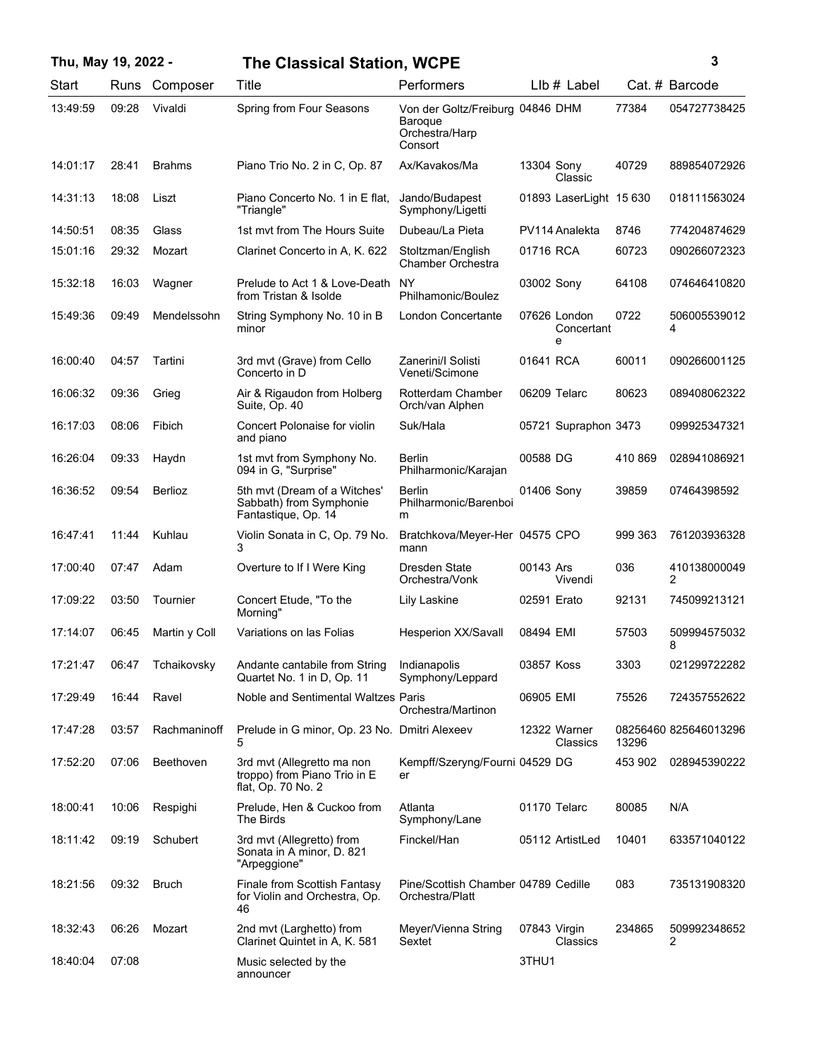**Thu, May 19, 2022 -** **The Classical Station, WCPE**

| Start | Runs | Composer | Title | Performers | LIb # | Label | Cat. # | Barcode |
|---|---|---|---|---|---|---|---|---|
| 13:49:59 | 09:28 | Vivaldi | Spring from Four Seasons | Von der Goltz/Freiburg Baroque Orchestra/Harp Consort | 04846 | DHM | 77384 | 054727738425 |
| 14:01:17 | 28:41 | Brahms | Piano Trio No. 2 in C, Op. 87 | Ax/Kavakos/Ma | 13304 | Sony Classic | 40729 | 889854072926 |
| 14:31:13 | 18:08 | Liszt | Piano Concerto No. 1 in E flat, "Triangle" | Jando/Budapest Symphony/Ligetti | 01893 | LaserLight | 15 630 | 018111563024 |
| 14:50:51 | 08:35 | Glass | 1st mvt from The Hours Suite | Dubeau/La Pieta | PV114 | Analekta | 8746 | 774204874629 |
| 15:01:16 | 29:32 | Mozart | Clarinet Concerto in A, K. 622 | Stoltzman/English Chamber Orchestra | 01716 | RCA | 60723 | 090266072323 |
| 15:32:18 | 16:03 | Wagner | Prelude to Act 1 & Love-Death from Tristan & Isolde | NY Philhamonic/Boulez | 03002 | Sony | 64108 | 074646410820 |
| 15:49:36 | 09:49 | Mendelssohn | String Symphony No. 10 in B minor | London Concertante | 07626 | London Concertante | 0722 | 5060055390124 |
| 16:00:40 | 04:57 | Tartini | 3rd mvt (Grave) from Cello Concerto in D | Zanerini/I Solisti Veneti/Scimone | 01641 | RCA | 60011 | 090266001125 |
| 16:06:32 | 09:36 | Grieg | Air & Rigaudon from Holberg Suite, Op. 40 | Rotterdam Chamber Orch/van Alphen | 06209 | Telarc | 80623 | 089408062322 |
| 16:17:03 | 08:06 | Fibich | Concert Polonaise for violin and piano | Suk/Hala | 05721 | Supraphon | 3473 | 099925347321 |
| 16:26:04 | 09:33 | Haydn | 1st mvt from Symphony No. 094 in G, "Surprise" | Berlin Philharmonic/Karajan | 00588 | DG | 410 869 | 028941086921 |
| 16:36:52 | 09:54 | Berlioz | 5th mvt (Dream of a Witches' Sabbath) from Symphonie Fantastique, Op. 14 | Berlin Philharmonic/Barenboim | 01406 | Sony | 39859 | 07464398592 |
| 16:47:41 | 11:44 | Kuhlau | Violin Sonata in C, Op. 79 No. 3 | Bratchkova/Meyer-Hermann | 04575 | CPO | 999 363 | 761203936328 |
| 17:00:40 | 07:47 | Adam | Overture to If I Were King | Dresden State Orchestra/Vonk | 00143 | Ars Vivendi | 036 | 4101380000492 |
| 17:09:22 | 03:50 | Tournier | Concert Etude, "To the Morning" | Lily Laskine | 02591 | Erato | 92131 | 745099213121 |
| 17:14:07 | 06:45 | Martin y Coll | Variations on las Folias | Hesperion XX/Savall | 08494 | EMI | 57503 | 5099945750328 |
| 17:21:47 | 06:47 | Tchaikovsky | Andante cantabile from String Quartet No. 1 in D, Op. 11 | Indianapolis Symphony/Leppard | 03857 | Koss | 3303 | 021299722282 |
| 17:29:49 | 16:44 | Ravel | Noble and Sentimental Waltzes | Paris Orchestra/Martinon | 06905 | EMI | 75526 | 724357552622 |
| 17:47:28 | 03:57 | Rachmaninoff | Prelude in G minor, Op. 23 No. 5 | Dmitri Alexeev | 12322 | Warner Classics | 0825646013296 | 825646013296 |
| 17:52:20 | 07:06 | Beethoven | 3rd mvt (Allegretto ma non troppo) from Piano Trio in E flat, Op. 70 No. 2 | Kempff/Szeryng/Fournier | 04529 | DG | 453 902 | 028945390222 |
| 18:00:41 | 10:06 | Respighi | Prelude, Hen & Cuckoo from The Birds | Atlanta Symphony/Lane | 01170 | Telarc | 80085 | N/A |
| 18:11:42 | 09:19 | Schubert | 3rd mvt (Allegretto) from Sonata in A minor, D. 821 "Arpeggione" | Finckel/Han | 05112 | ArtistLed | 10401 | 633571040122 |
| 18:21:56 | 09:32 | Bruch | Finale from Scottish Fantasy for Violin and Orchestra, Op. 46 | Pine/Scottish Chamber Orchestra/Platt | 04789 | Cedille | 083 | 735131908320 |
| 18:32:43 | 06:26 | Mozart | 2nd mvt (Larghetto) from Clarinet Quintet in A, K. 581 | Meyer/Vienna String Sextet | 07843 | Virgin Classics | 234865 | 5099923486522 |
| 18:40:04 | 07:08 | | Music selected by the announcer | | 3THU1 | | | |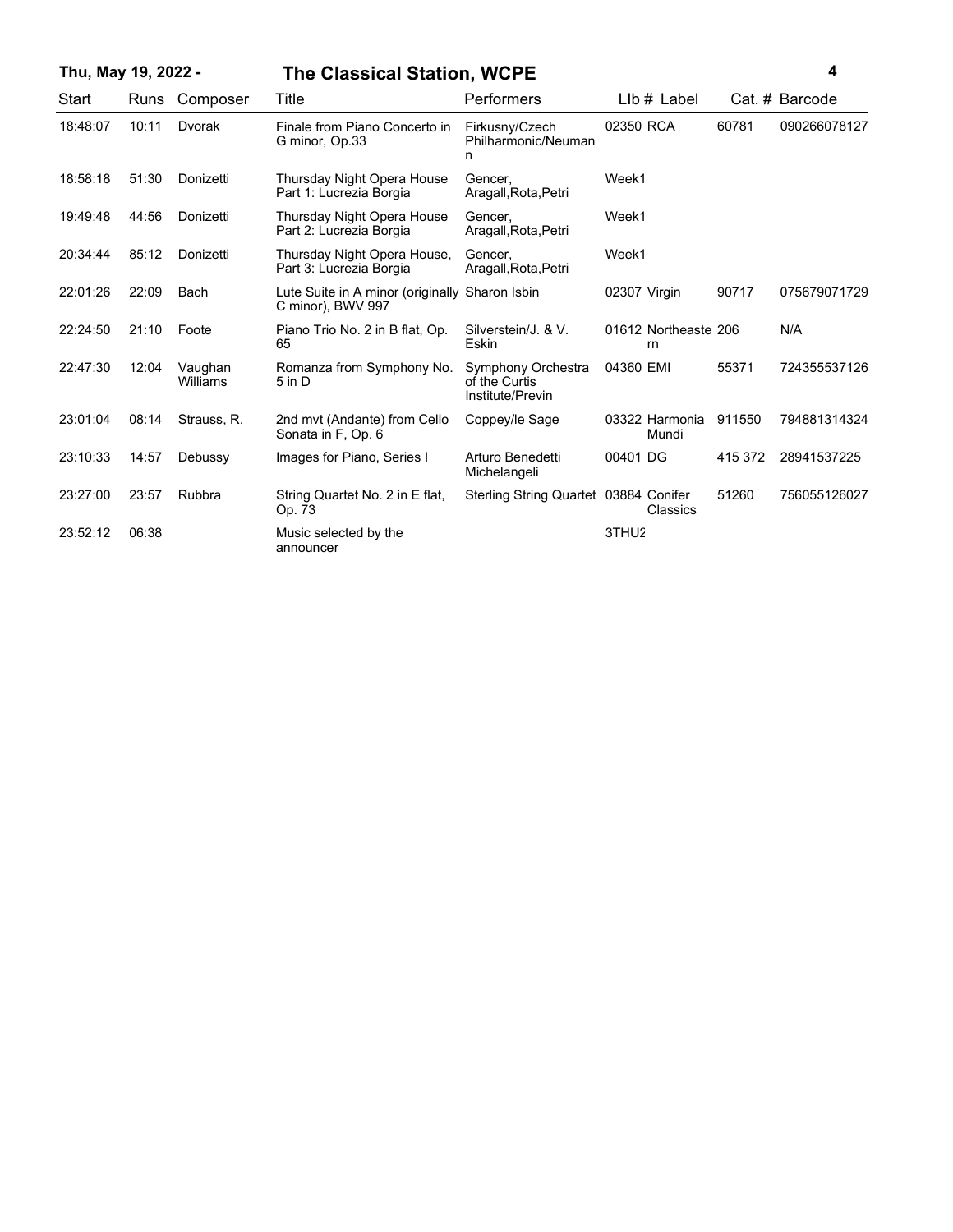**Thu, May 19, 2022 -** **The Classical Station, WCPE**

| Start | Runs | Composer | Title | Performers | LIb # | Label | Cat. # | Barcode |
|---|---|---|---|---|---|---|---|---|
| 18:48:07 | 10:11 | Dvorak | Finale from Piano Concerto in G minor, Op.33 | Firkusny/Czech Philharmonic/Neumann | 02350 | RCA | 60781 | 090266078127 |
| 18:58:18 | 51:30 | Donizetti | Thursday Night Opera House Part 1: Lucrezia Borgia | Gencer, Aragall,Rota,Petri | Week1 | | | |
| 19:49:48 | 44:56 | Donizetti | Thursday Night Opera House Part 2: Lucrezia Borgia | Gencer, Aragall,Rota,Petri | Week1 | | | |
| 20:34:44 | 85:12 | Donizetti | Thursday Night Opera House, Part 3: Lucrezia Borgia | Gencer, Aragall,Rota,Petri | Week1 | | | |
| 22:01:26 | 22:09 | Bach | Lute Suite in A minor (originally C minor), BWV 997 | Sharon Isbin | 02307 | Virgin | 90717 | 075679071729 |
| 22:24:50 | 21:10 | Foote | Piano Trio No. 2 in B flat, Op. 65 | Silverstein/J. & V. Eskin | 01612 | Northeastern | 206 | N/A |
| 22:47:30 | 12:04 | Vaughan Williams | Romanza from Symphony No. 5 in D | Symphony Orchestra of the Curtis Institute/Previn | 04360 | EMI | 55371 | 724355537126 |
| 23:01:04 | 08:14 | Strauss, R. | 2nd mvt (Andante) from Cello Sonata in F, Op. 6 | Coppey/le Sage | 03322 | Harmonia Mundi | 911550 | 794881314324 |
| 23:10:33 | 14:57 | Debussy | Images for Piano, Series I | Arturo Benedetti Michelangeli | 00401 | DG | 415 372 | 28941537225 |
| 23:27:00 | 23:57 | Rubbra | String Quartet No. 2 in E flat, Op. 73 | Sterling String Quartet | 03884 | Conifer Classics | 51260 | 756055126027 |
| 23:52:12 | 06:38 | | Music selected by the announcer | | 3THU2 | | | |